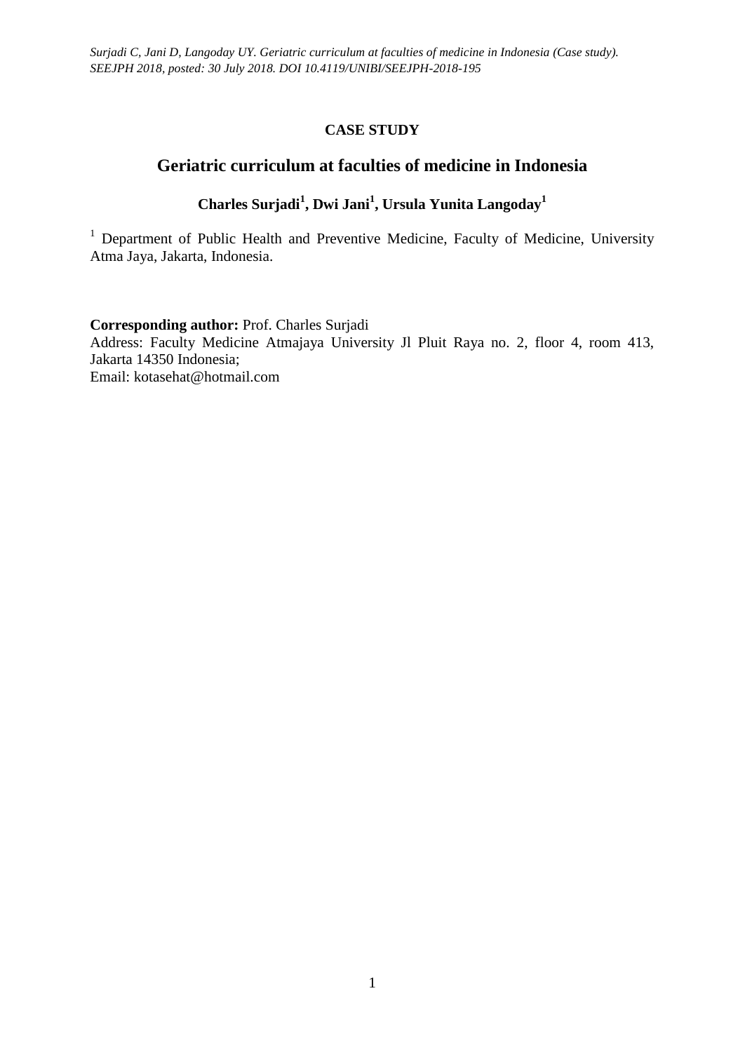**CASE STUDY**

# Geriatric curriculum at faculties of medicine in Indonesia

**Charles Surjadi[1], Dwi Jani[1], Ursula Yunita Langoday[1]**

[1] Department of Public Health and Preventive Medicine, Faculty of Medicine, University Atma Jaya, Jakarta, Indonesia.

**Corresponding author:** Prof. Charles Surjadi
Address: Faculty Medicine Atmajaya University Jl Pluit Raya no. 2, floor 4, room 413, Jakarta 14350 Indonesia;
Email: kotasehat@hotmail.com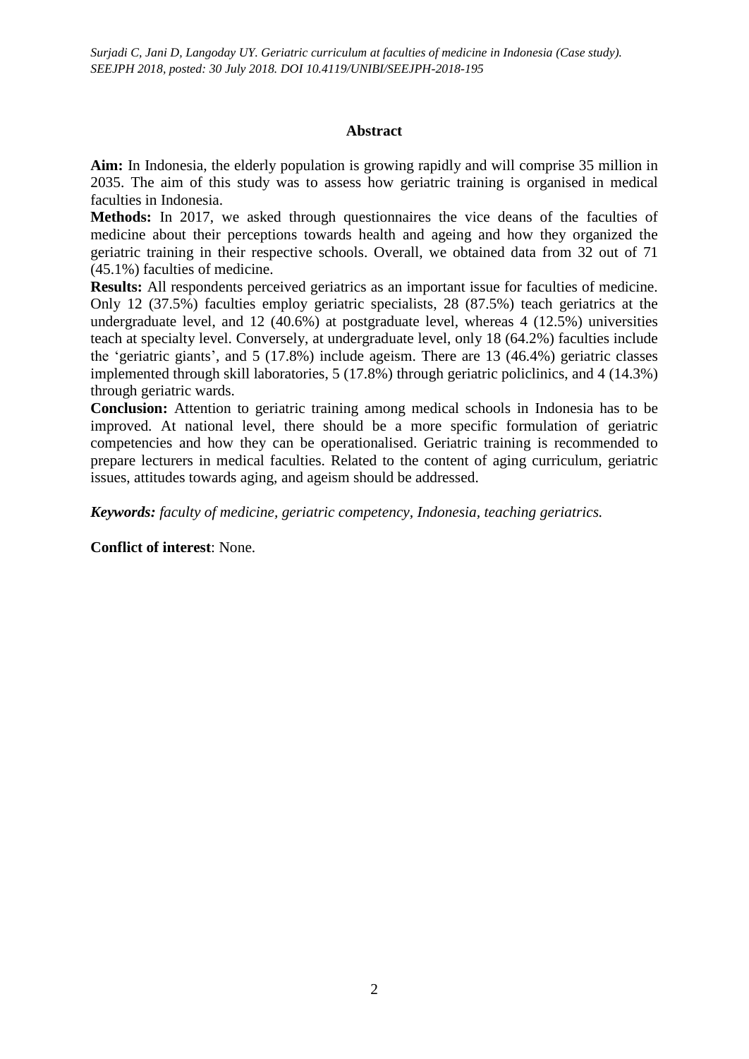## Abstract

**Aim:** In Indonesia, the elderly population is growing rapidly and will comprise 35 million in 2035. The aim of this study was to assess how geriatric training is organised in medical faculties in Indonesia.

**Methods:** In 2017, we asked through questionnaires the vice deans of the faculties of medicine about their perceptions towards health and ageing and how they organized the geriatric training in their respective schools. Overall, we obtained data from 32 out of 71 (45.1%) faculties of medicine.

**Results:** All respondents perceived geriatrics as an important issue for faculties of medicine. Only 12 (37.5%) faculties employ geriatric specialists, 28 (87.5%) teach geriatrics at the undergraduate level, and 12 (40.6%) at postgraduate level, whereas 4 (12.5%) universities teach at specialty level. Conversely, at undergraduate level, only 18 (64.2%) faculties include the 'geriatric giants', and 5 (17.8%) include ageism. There are 13 (46.4%) geriatric classes implemented through skill laboratories, 5 (17.8%) through geriatric policlinics, and 4 (14.3%) through geriatric wards.

**Conclusion:** Attention to geriatric training among medical schools in Indonesia has to be improved. At national level, there should be a more specific formulation of geriatric competencies and how they can be operationalised. Geriatric training is recommended to prepare lecturers in medical faculties. Related to the content of aging curriculum, geriatric issues, attitudes towards aging, and ageism should be addressed.

***Keywords:*** *faculty of medicine, geriatric competency, Indonesia, teaching geriatrics.*

**Conflict of interest**: None.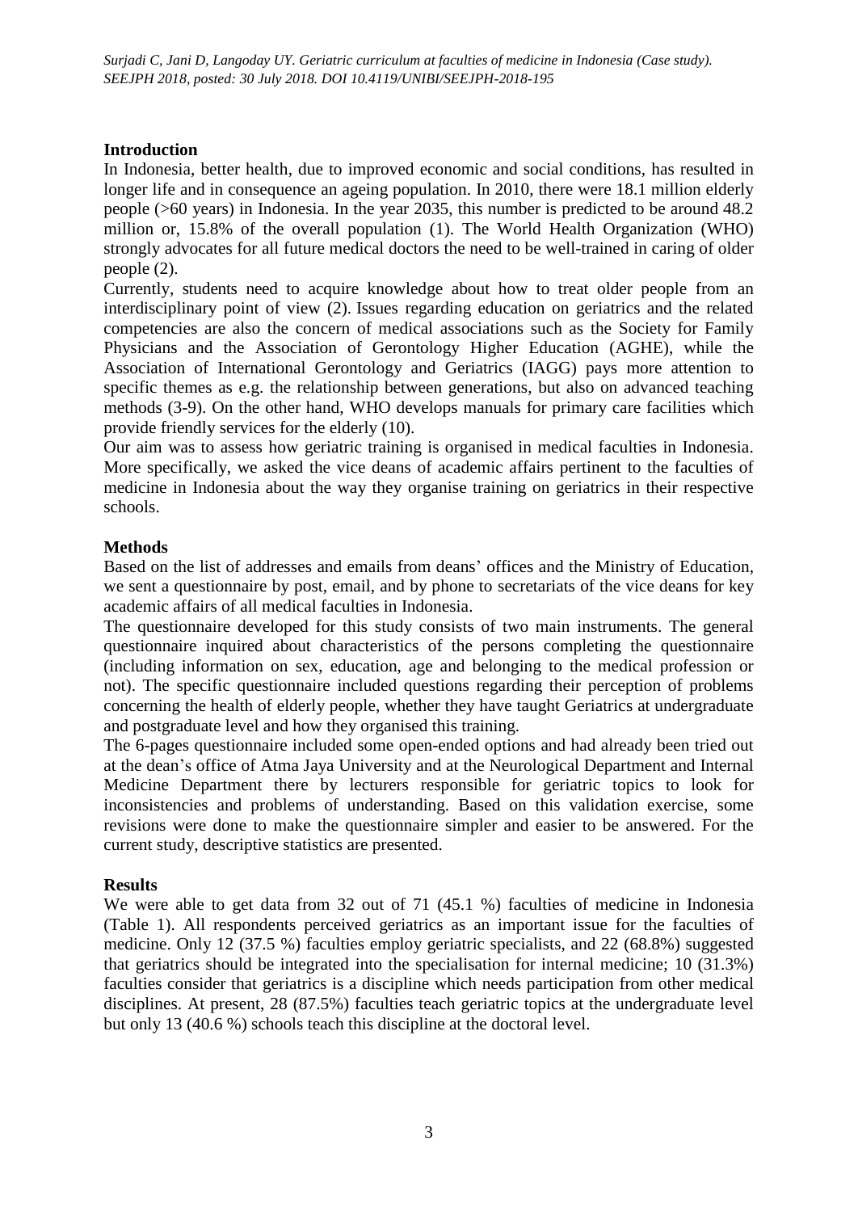## Introduction

In Indonesia, better health, due to improved economic and social conditions, has resulted in longer life and in consequence an ageing population. In 2010, there were 18.1 million elderly people (>60 years) in Indonesia. In the year 2035, this number is predicted to be around 48.2 million or, 15.8% of the overall population (1). The World Health Organization (WHO) strongly advocates for all future medical doctors the need to be well-trained in caring of older people (2).

Currently, students need to acquire knowledge about how to treat older people from an interdisciplinary point of view (2). Issues regarding education on geriatrics and the related competencies are also the concern of medical associations such as the Society for Family Physicians and the Association of Gerontology Higher Education (AGHE), while the Association of International Gerontology and Geriatrics (IAGG) pays more attention to specific themes as e.g. the relationship between generations, but also on advanced teaching methods (3-9). On the other hand, WHO develops manuals for primary care facilities which provide friendly services for the elderly (10).

Our aim was to assess how geriatric training is organised in medical faculties in Indonesia. More specifically, we asked the vice deans of academic affairs pertinent to the faculties of medicine in Indonesia about the way they organise training on geriatrics in their respective schools.

## Methods

Based on the list of addresses and emails from deans' offices and the Ministry of Education, we sent a questionnaire by post, email, and by phone to secretariats of the vice deans for key academic affairs of all medical faculties in Indonesia.

The questionnaire developed for this study consists of two main instruments. The general questionnaire inquired about characteristics of the persons completing the questionnaire (including information on sex, education, age and belonging to the medical profession or not). The specific questionnaire included questions regarding their perception of problems concerning the health of elderly people, whether they have taught Geriatrics at undergraduate and postgraduate level and how they organised this training.

The 6-pages questionnaire included some open-ended options and had already been tried out at the dean's office of Atma Jaya University and at the Neurological Department and Internal Medicine Department there by lecturers responsible for geriatric topics to look for inconsistencies and problems of understanding. Based on this validation exercise, some revisions were done to make the questionnaire simpler and easier to be answered. For the current study, descriptive statistics are presented.

## Results

We were able to get data from 32 out of 71 (45.1 %) faculties of medicine in Indonesia (Table 1). All respondents perceived geriatrics as an important issue for the faculties of medicine. Only 12 (37.5 %) faculties employ geriatric specialists, and 22 (68.8%) suggested that geriatrics should be integrated into the specialisation for internal medicine; 10 (31.3%) faculties consider that geriatrics is a discipline which needs participation from other medical disciplines. At present, 28 (87.5%) faculties teach geriatric topics at the undergraduate level but only 13 (40.6 %) schools teach this discipline at the doctoral level.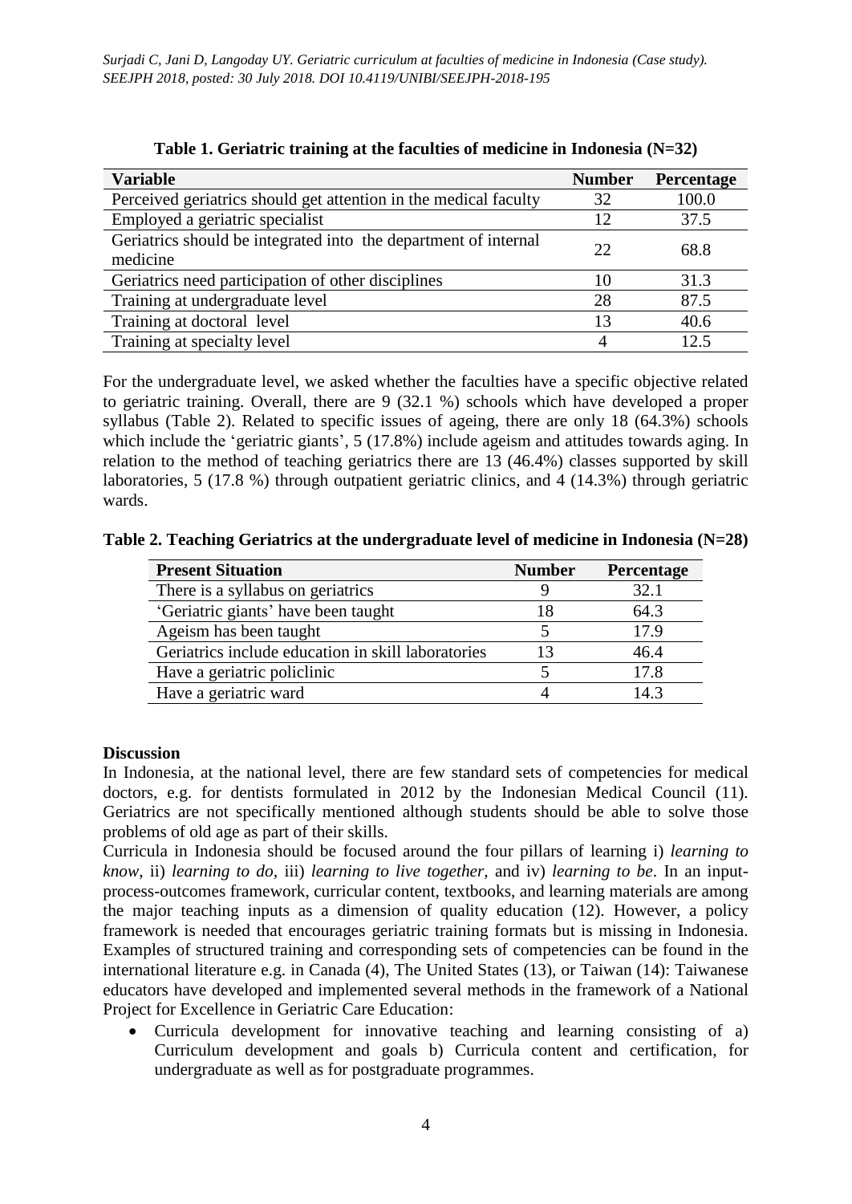**Table 1. Geriatric training at the faculties of medicine in Indonesia (N=32)**

| Variable | Number | Percentage |
|---|---|---|
| Perceived geriatrics should get attention in the medical faculty | 32 | 100.0 |
| Employed a geriatric specialist | 12 | 37.5 |
| Geriatrics should be integrated into the department of internal medicine | 22 | 68.8 |
| Geriatrics need participation of other disciplines | 10 | 31.3 |
| Training at undergraduate level | 28 | 87.5 |
| Training at doctoral level | 13 | 40.6 |
| Training at specialty level | 4 | 12.5 |

For the undergraduate level, we asked whether the faculties have a specific objective related to geriatric training. Overall, there are 9 (32.1 %) schools which have developed a proper syllabus (Table 2). Related to specific issues of ageing, there are only 18 (64.3%) schools which include the 'geriatric giants', 5 (17.8%) include ageism and attitudes towards aging. In relation to the method of teaching geriatrics there are 13 (46.4%) classes supported by skill laboratories, 5 (17.8 %) through outpatient geriatric clinics, and 4 (14.3%) through geriatric wards.

**Table 2. Teaching Geriatrics at the undergraduate level of medicine in Indonesia (N=28)**

| Present Situation | Number | Percentage |
|---|---|---|
| There is a syllabus on geriatrics | 9 | 32.1 |
| 'Geriatric giants' have been taught | 18 | 64.3 |
| Ageism has been taught | 5 | 17.9 |
| Geriatrics include education in skill laboratories | 13 | 46.4 |
| Have a geriatric policlinic | 5 | 17.8 |
| Have a geriatric ward | 4 | 14.3 |

**Discussion**

In Indonesia, at the national level, there are few standard sets of competencies for medical doctors, e.g. for dentists formulated in 2012 by the Indonesian Medical Council (11). Geriatrics are not specifically mentioned although students should be able to solve those problems of old age as part of their skills.

Curricula in Indonesia should be focused around the four pillars of learning i) *learning to know*, ii) *learning to do*, iii) *learning to live together,* and iv) *learning to be*. In an input-process-outcomes framework, curricular content, textbooks, and learning materials are among the major teaching inputs as a dimension of quality education (12). However, a policy framework is needed that encourages geriatric training formats but is missing in Indonesia. Examples of structured training and corresponding sets of competencies can be found in the international literature e.g. in Canada (4), The United States (13), or Taiwan (14): Taiwanese educators have developed and implemented several methods in the framework of a National Project for Excellence in Geriatric Care Education:

- Curricula development for innovative teaching and learning consisting of a) Curriculum development and goals b) Curricula content and certification, for undergraduate as well as for postgraduate programmes.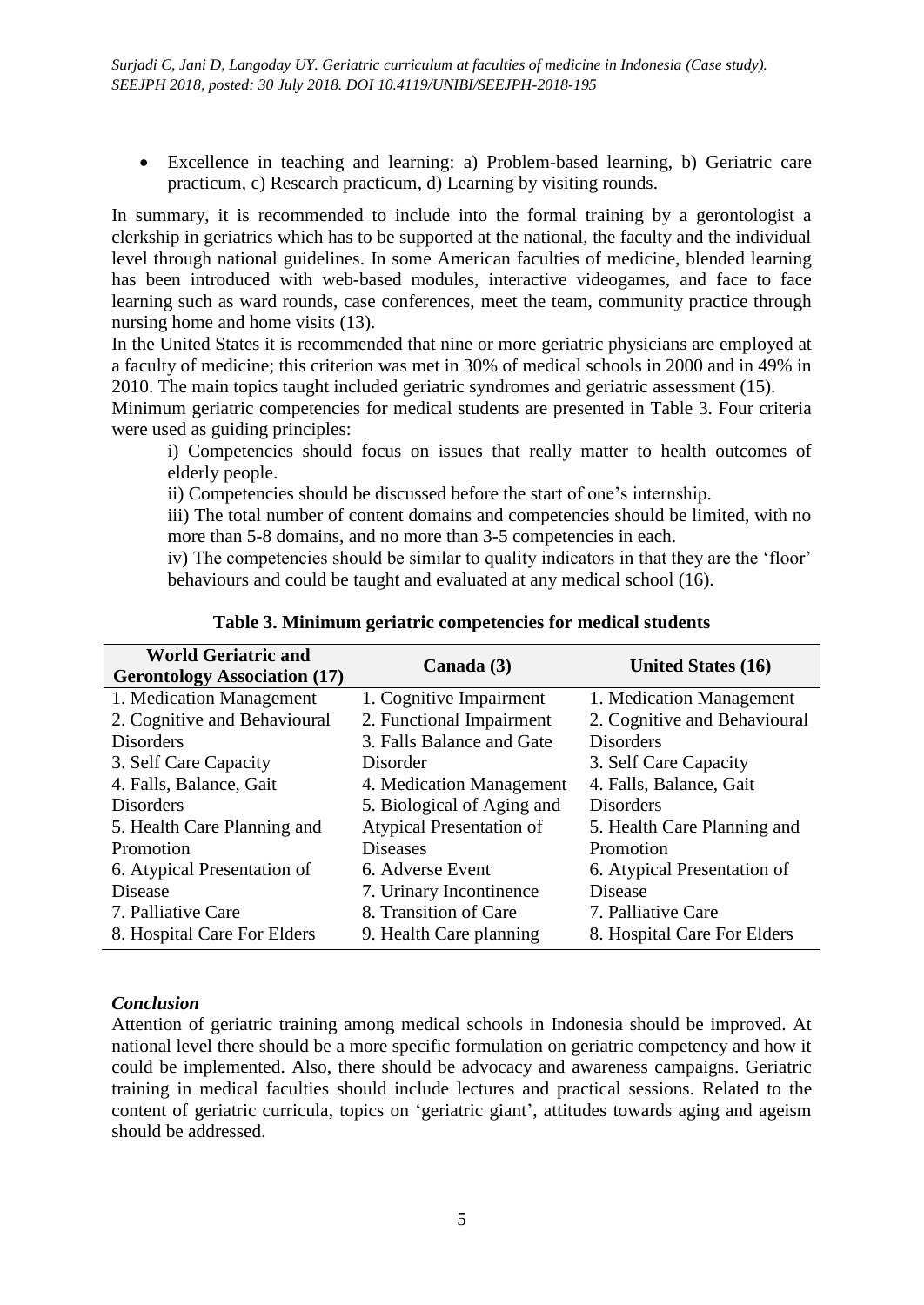- Excellence in teaching and learning: a) Problem-based learning, b) Geriatric care practicum, c) Research practicum, d) Learning by visiting rounds.

In summary, it is recommended to include into the formal training by a gerontologist a clerkship in geriatrics which has to be supported at the national, the faculty and the individual level through national guidelines. In some American faculties of medicine, blended learning has been introduced with web-based modules, interactive videogames, and face to face learning such as ward rounds, case conferences, meet the team, community practice through nursing home and home visits (13).

In the United States it is recommended that nine or more geriatric physicians are employed at a faculty of medicine; this criterion was met in 30% of medical schools in 2000 and in 49% in 2010. The main topics taught included geriatric syndromes and geriatric assessment (15).

Minimum geriatric competencies for medical students are presented in Table 3. Four criteria were used as guiding principles:

i) Competencies should focus on issues that really matter to health outcomes of elderly people.

ii) Competencies should be discussed before the start of one's internship.

iii) The total number of content domains and competencies should be limited, with no more than 5-8 domains, and no more than 3-5 competencies in each.

iv) The competencies should be similar to quality indicators in that they are the 'floor' behaviours and could be taught and evaluated at any medical school (16).

**Table 3. Minimum geriatric competencies for medical students**

| World Geriatric and Gerontology Association (17) | Canada (3) | United States (16) |
|---|---|---|
| 1. Medication Management | 1. Cognitive Impairment | 1. Medication Management |
| 2. Cognitive and Behavioural Disorders | 2. Functional Impairment | 2. Cognitive and Behavioural Disorders |
| 3. Self Care Capacity | 3. Falls Balance and Gate Disorder | 3. Self Care Capacity |
| 4. Falls, Balance, Gait Disorders | 4. Medication Management | 4. Falls, Balance, Gait Disorders |
| 5. Health Care Planning and Promotion | 5. Biological of Aging and Atypical Presentation of Diseases | 5. Health Care Planning and Promotion |
| 6. Atypical Presentation of Disease | 6. Adverse Event | 6. Atypical Presentation of Disease |
| 7. Palliative Care | 7. Urinary Incontinence | 7. Palliative Care |
| 8. Hospital Care For Elders | 8. Transition of Care | 8. Hospital Care For Elders |
| | 9. Health Care planning | |

### *Conclusion*

Attention of geriatric training among medical schools in Indonesia should be improved. At national level there should be a more specific formulation on geriatric competency and how it could be implemented. Also, there should be advocacy and awareness campaigns. Geriatric training in medical faculties should include lectures and practical sessions. Related to the content of geriatric curricula, topics on 'geriatric giant', attitudes towards aging and ageism should be addressed.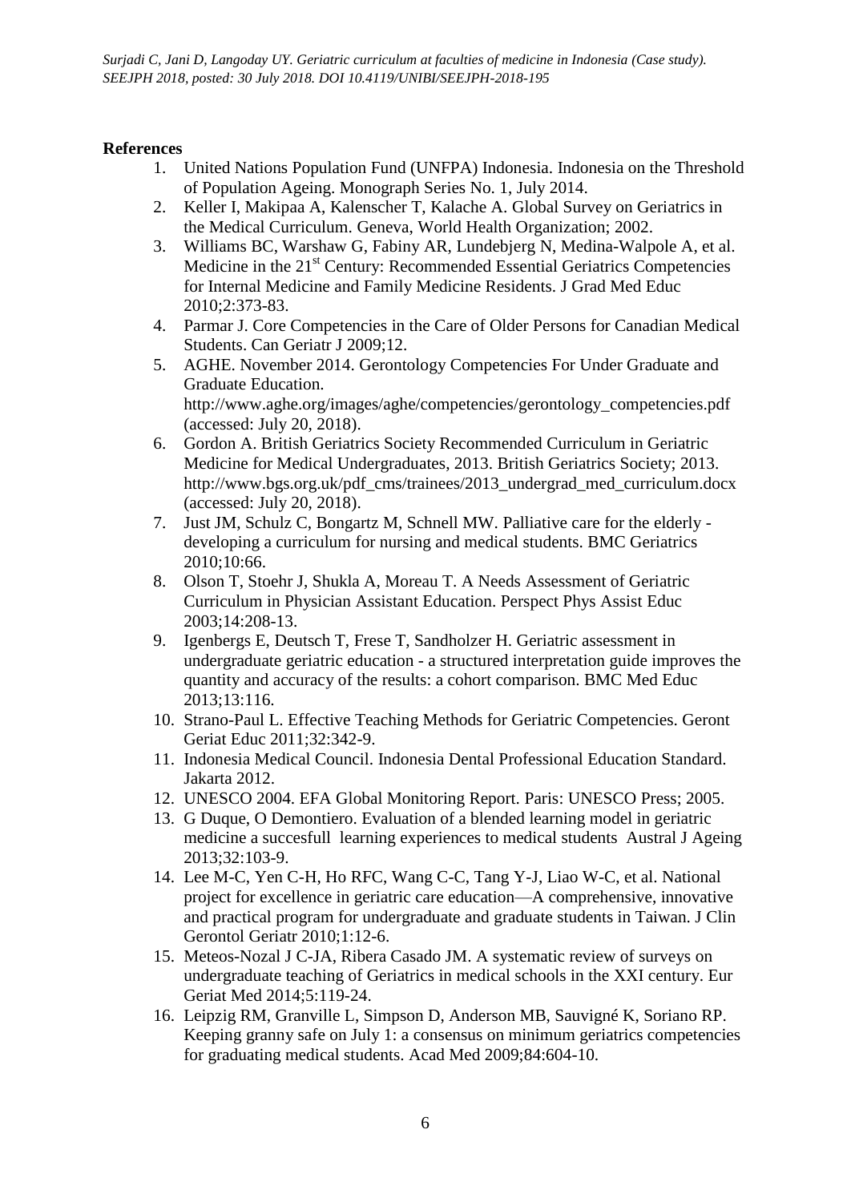**References**

1. United Nations Population Fund (UNFPA) Indonesia. Indonesia on the Threshold of Population Ageing. Monograph Series No. 1, July 2014.
2. Keller I, Makipaa A, Kalenscher T, Kalache A. Global Survey on Geriatrics in the Medical Curriculum. Geneva, World Health Organization; 2002.
3. Williams BC, Warshaw G, Fabiny AR, Lundebjerg N, Medina-Walpole A, et al. Medicine in the 21st Century: Recommended Essential Geriatrics Competencies for Internal Medicine and Family Medicine Residents. J Grad Med Educ 2010;2:373-83.
4. Parmar J. Core Competencies in the Care of Older Persons for Canadian Medical Students. Can Geriatr J 2009;12.
5. AGHE. November 2014. Gerontology Competencies For Under Graduate and Graduate Education. http://www.aghe.org/images/aghe/competencies/gerontology_competencies.pdf (accessed: July 20, 2018).
6. Gordon A. British Geriatrics Society Recommended Curriculum in Geriatric Medicine for Medical Undergraduates, 2013. British Geriatrics Society; 2013. http://www.bgs.org.uk/pdf_cms/trainees/2013_undergrad_med_curriculum.docx (accessed: July 20, 2018).
7. Just JM, Schulz C, Bongartz M, Schnell MW. Palliative care for the elderly - developing a curriculum for nursing and medical students. BMC Geriatrics 2010;10:66.
8. Olson T, Stoehr J, Shukla A, Moreau T. A Needs Assessment of Geriatric Curriculum in Physician Assistant Education. Perspect Phys Assist Educ 2003;14:208-13.
9. Igenbergs E, Deutsch T, Frese T, Sandholzer H. Geriatric assessment in undergraduate geriatric education - a structured interpretation guide improves the quantity and accuracy of the results: a cohort comparison. BMC Med Educ 2013;13:116.
10. Strano-Paul L. Effective Teaching Methods for Geriatric Competencies. Geront Geriat Educ 2011;32:342-9.
11. Indonesia Medical Council. Indonesia Dental Professional Education Standard. Jakarta 2012.
12. UNESCO 2004. EFA Global Monitoring Report. Paris: UNESCO Press; 2005.
13. G Duque, O Demontiero. Evaluation of a blended learning model in geriatric medicine a succesfull learning experiences to medical students Austral J Ageing 2013;32:103-9.
14. Lee M-C, Yen C-H, Ho RFC, Wang C-C, Tang Y-J, Liao W-C, et al. National project for excellence in geriatric care education—A comprehensive, innovative and practical program for undergraduate and graduate students in Taiwan. J Clin Gerontol Geriatr 2010;1:12-6.
15. Meteos-Nozal J C-JA, Ribera Casado JM. A systematic review of surveys on undergraduate teaching of Geriatrics in medical schools in the XXI century. Eur Geriat Med 2014;5:119-24.
16. Leipzig RM, Granville L, Simpson D, Anderson MB, Sauvigné K, Soriano RP. Keeping granny safe on July 1: a consensus on minimum geriatrics competencies for graduating medical students. Acad Med 2009;84:604-10.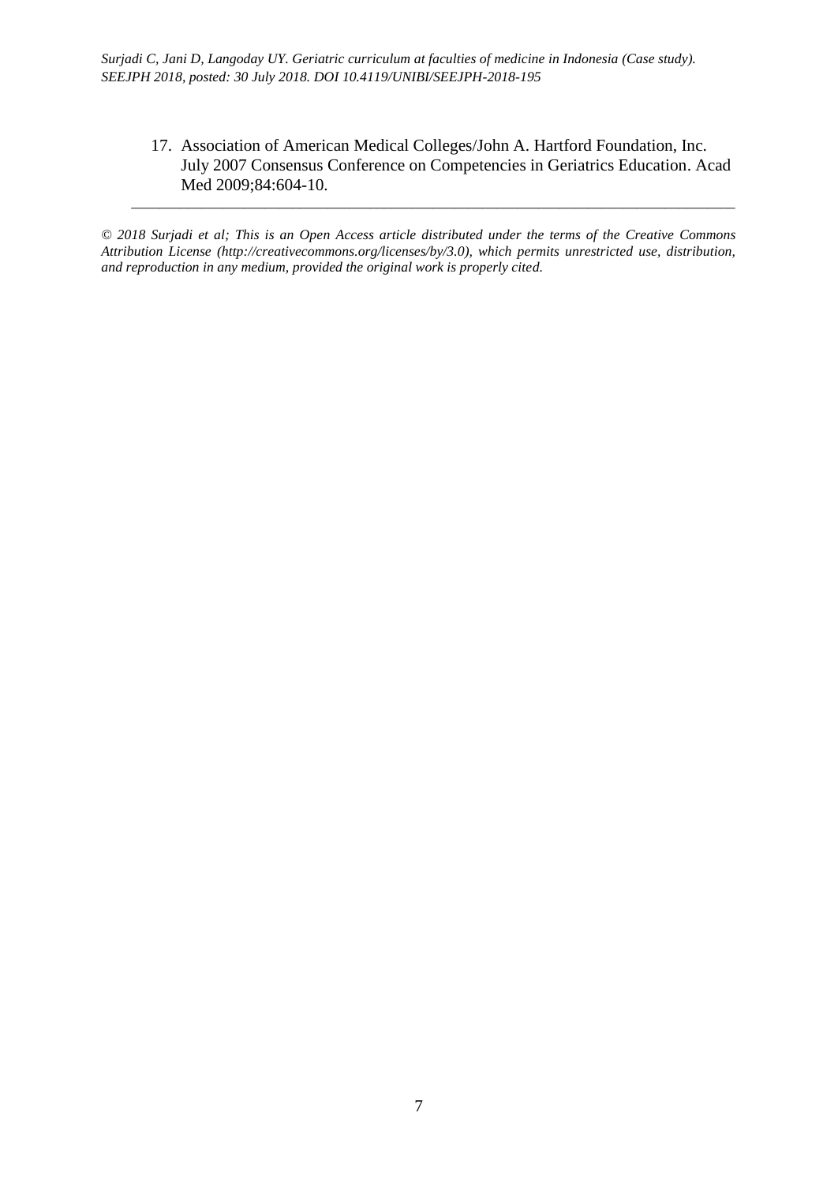17. Association of American Medical Colleges/John A. Hartford Foundation, Inc. July 2007 Consensus Conference on Competencies in Geriatrics Education. Acad Med 2009;84:604-10.

---

*© 2018 Surjadi et al; This is an Open Access article distributed under the terms of the Creative Commons Attribution License (http://creativecommons.org/licenses/by/3.0), which permits unrestricted use, distribution, and reproduction in any medium, provided the original work is properly cited.*